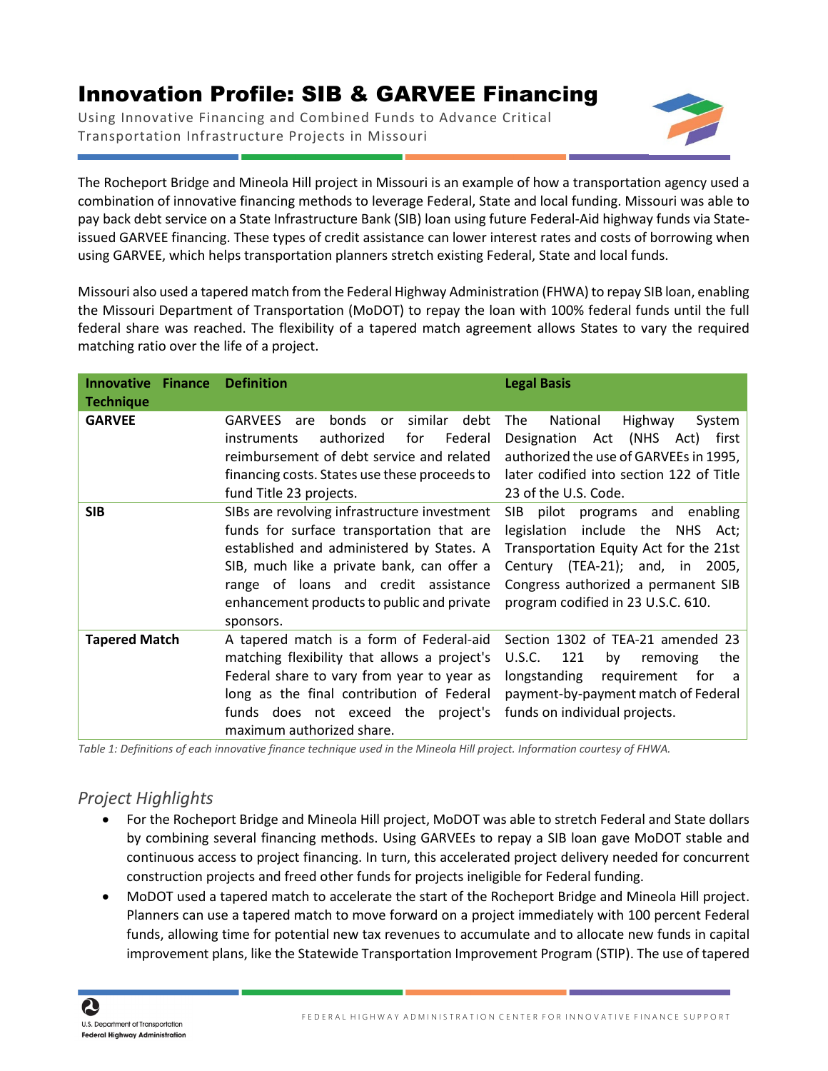# Innovation Profile: SIB & GARVEE Financing

Using Innovative Financing and Combined Funds to Advance Critical Transportation Infrastructure Projects in Missouri

The Rocheport Bridge and Mineola Hill project in Missouri is an example of how a transportation agency used a combination of innovative financing methods to leverage Federal, State and local funding. Missouri was able to pay back debt service on a State Infrastructure Bank (SIB) loan using future Federal-Aid highway funds via State-issued GARVEE financing. These types of credit assistance can lower interest rates and costs of borrowing when using GARVEE, which helps transportation planners stretch existing Federal, State and local funds.

Missouri also used a tapered match from the Federal Highway Administration (FHWA) to repay SIB loan, enabling the Missouri Department of Transportation (MoDOT) to repay the loan with 100% federal funds until the full federal share was reached. The flexibility of a tapered match agreement allows States to vary the required matching ratio over the life of a project.

| Innovative Finance Technique | Definition | Legal Basis |
|---|---|---|
| **GARVEE** | GARVEES are bonds or similar debt instruments authorized for Federal reimbursement of debt service and related financing costs. States use these proceeds to fund Title 23 projects. | The National Highway System Designation Act (NHS Act) first authorized the use of GARVEEs in 1995, later codified into section 122 of Title 23 of the U.S. Code. |
| **SIB** | SIBs are revolving infrastructure investment funds for surface transportation that are established and administered by States. A SIB, much like a private bank, can offer a range of loans and credit assistance enhancement products to public and private sponsors. | SIB pilot programs and enabling legislation include the NHS Act; Transportation Equity Act for the 21st Century (TEA-21); and, in 2005, Congress authorized a permanent SIB program codified in 23 U.S.C. 610. |
| **Tapered Match** | A tapered match is a form of Federal-aid matching flexibility that allows a project's Federal share to vary from year to year as long as the final contribution of Federal funds does not exceed the project's maximum authorized share. | Section 1302 of TEA-21 amended 23 U.S.C. 121 by removing the longstanding requirement for a payment-by-payment match of Federal funds on individual projects. |

*Table 1: Definitions of each innovative finance technique used in the Mineola Hill project. Information courtesy of FHWA.*

## *Project Highlights*

- For the Rocheport Bridge and Mineola Hill project, MoDOT was able to stretch Federal and State dollars by combining several financing methods. Using GARVEEs to repay a SIB loan gave MoDOT stable and continuous access to project financing. In turn, this accelerated project delivery needed for concurrent construction projects and freed other funds for projects ineligible for Federal funding.
- MoDOT used a tapered match to accelerate the start of the Rocheport Bridge and Mineola Hill project. Planners can use a tapered match to move forward on a project immediately with 100 percent Federal funds, allowing time for potential new tax revenues to accumulate and to allocate new funds in capital improvement plans, like the Statewide Transportation Improvement Program (STIP). The use of tapered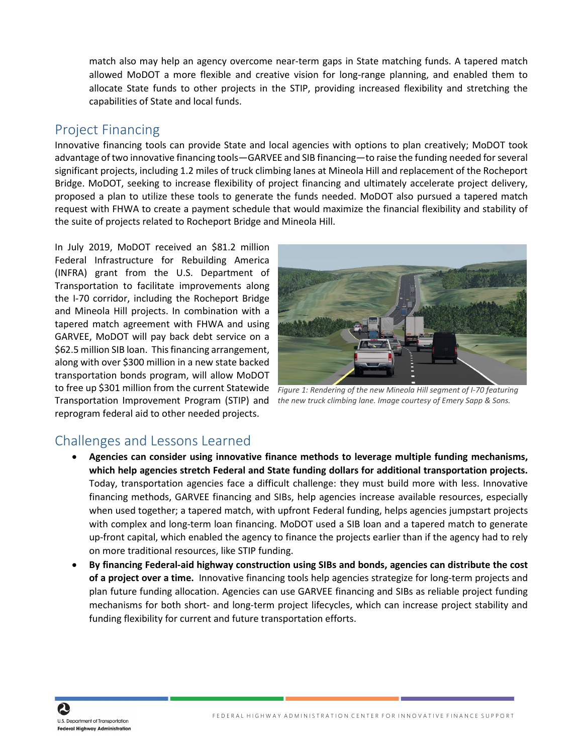match also may help an agency overcome near-term gaps in State matching funds. A tapered match allowed MoDOT a more flexible and creative vision for long-range planning, and enabled them to allocate State funds to other projects in the STIP, providing increased flexibility and stretching the capabilities of State and local funds.

## Project Financing

Innovative financing tools can provide State and local agencies with options to plan creatively; MoDOT took advantage of two innovative financing tools—GARVEE and SIB financing—to raise the funding needed for several significant projects, including 1.2 miles of truck climbing lanes at Mineola Hill and replacement of the Rocheport Bridge. MoDOT, seeking to increase flexibility of project financing and ultimately accelerate project delivery, proposed a plan to utilize these tools to generate the funds needed. MoDOT also pursued a tapered match request with FHWA to create a payment schedule that would maximize the financial flexibility and stability of the suite of projects related to Rocheport Bridge and Mineola Hill.

In July 2019, MoDOT received an $81.2 million Federal Infrastructure for Rebuilding America (INFRA) grant from the U.S. Department of Transportation to facilitate improvements along the I-70 corridor, including the Rocheport Bridge and Mineola Hill projects. In combination with a tapered match agreement with FHWA and using GARVEE, MoDOT will pay back debt service on a $62.5 million SIB loan. This financing arrangement, along with over $300 million in a new state backed transportation bonds program, will allow MoDOT to free up $301 million from the current Statewide Transportation Improvement Program (STIP) and reprogram federal aid to other needed projects.

*Figure 1: Rendering of the new Mineola Hill segment of I-70 featuring the new truck climbing lane. Image courtesy of Emery Sapp & Sons.*

## Challenges and Lessons Learned

- **Agencies can consider using innovative finance methods to leverage multiple funding mechanisms, which help agencies stretch Federal and State funding dollars for additional transportation projects.** Today, transportation agencies face a difficult challenge: they must build more with less. Innovative financing methods, GARVEE financing and SIBs, help agencies increase available resources, especially when used together; a tapered match, with upfront Federal funding, helps agencies jumpstart projects with complex and long-term loan financing. MoDOT used a SIB loan and a tapered match to generate up-front capital, which enabled the agency to finance the projects earlier than if the agency had to rely on more traditional resources, like STIP funding.
- **By financing Federal-aid highway construction using SIBs and bonds, agencies can distribute the cost of a project over a time.** Innovative financing tools help agencies strategize for long-term projects and plan future funding allocation. Agencies can use GARVEE financing and SIBs as reliable project funding mechanisms for both short- and long-term project lifecycles, which can increase project stability and funding flexibility for current and future transportation efforts.